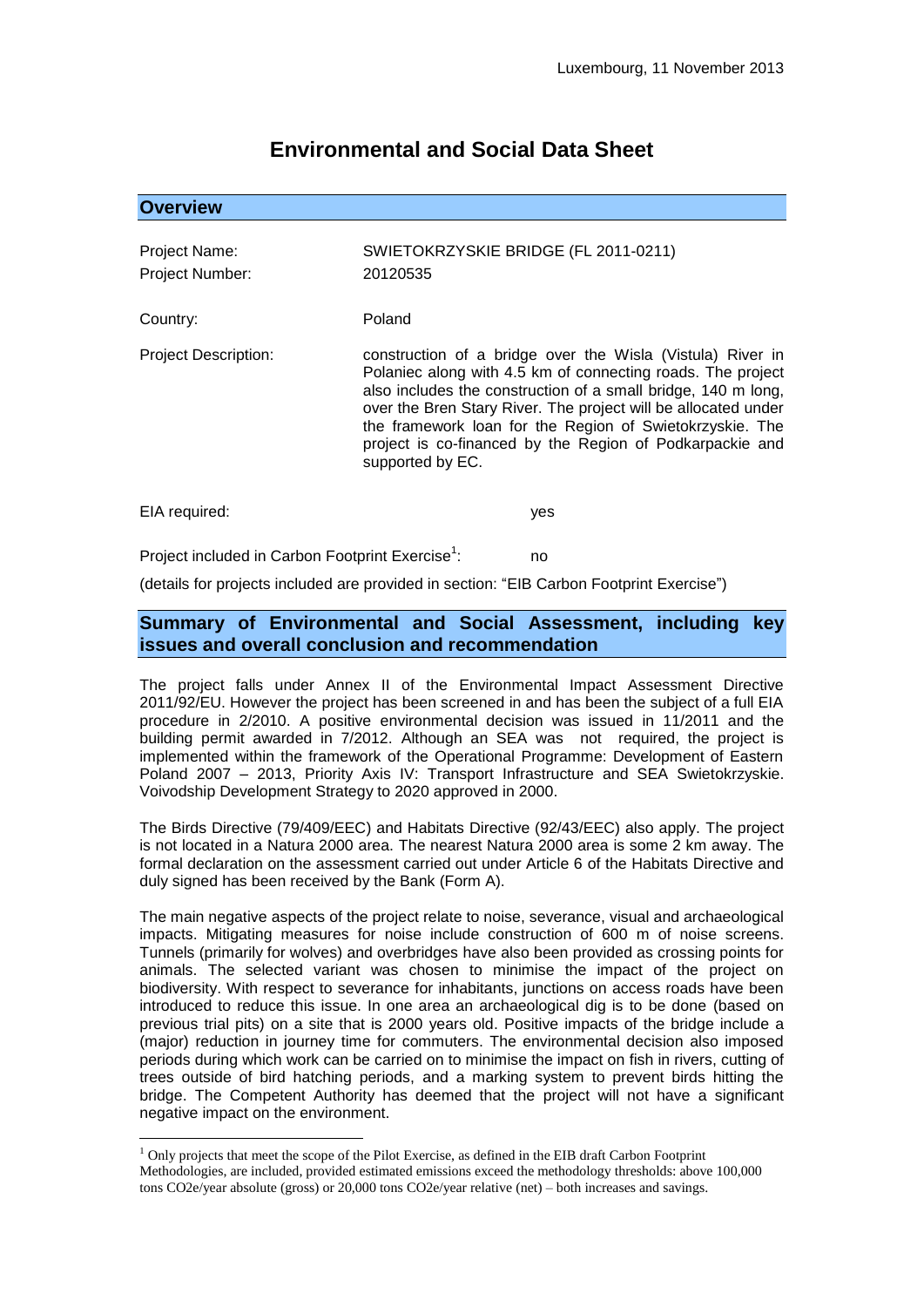Luxembourg, 11 November 2013

# Environmental and Social Data Sheet

## Overview

| | |
|---|---|
| Project Name: | SWIETOKRZYSKIE BRIDGE (FL 2011-0211) |
| Project Number: | 20120535 |
| Country: | Poland |
| Project Description: | construction of a bridge over the Wisla (Vistula) River in Polaniec along with 4.5 km of connecting roads. The project also includes the construction of a small bridge, 140 m long, over the Bren Stary River. The project will be allocated under the framework loan for the Region of Swietokrzyskie. The project is co-financed by the Region of Podkarpackie and supported by EC. |

EIA required: yes

Project included in Carbon Footprint Exercise[1]: no

(details for projects included are provided in section: "EIB Carbon Footprint Exercise")

## Summary of Environmental and Social Assessment, including key issues and overall conclusion and recommendation

The project falls under Annex II of the Environmental Impact Assessment Directive 2011/92/EU. However the project has been screened in and has been the subject of a full EIA procedure in 2/2010. A positive environmental decision was issued in 11/2011 and the building permit awarded in 7/2012. Although an SEA was not required, the project is implemented within the framework of the Operational Programme: Development of Eastern Poland 2007 – 2013, Priority Axis IV: Transport Infrastructure and SEA Swietokrzyskie. Voivodship Development Strategy to 2020 approved in 2000.

The Birds Directive (79/409/EEC) and Habitats Directive (92/43/EEC) also apply. The project is not located in a Natura 2000 area. The nearest Natura 2000 area is some 2 km away. The formal declaration on the assessment carried out under Article 6 of the Habitats Directive and duly signed has been received by the Bank (Form A).

The main negative aspects of the project relate to noise, severance, visual and archaeological impacts. Mitigating measures for noise include construction of 600 m of noise screens. Tunnels (primarily for wolves) and overbridges have also been provided as crossing points for animals. The selected variant was chosen to minimise the impact of the project on biodiversity. With respect to severance for inhabitants, junctions on access roads have been introduced to reduce this issue. In one area an archaeological dig is to be done (based on previous trial pits) on a site that is 2000 years old. Positive impacts of the bridge include a (major) reduction in journey time for commuters. The environmental decision also imposed periods during which work can be carried on to minimise the impact on fish in rivers, cutting of trees outside of bird hatching periods, and a marking system to prevent birds hitting the bridge. The Competent Authority has deemed that the project will not have a significant negative impact on the environment.

---

[1] Only projects that meet the scope of the Pilot Exercise, as defined in the EIB draft Carbon Footprint Methodologies, are included, provided estimated emissions exceed the methodology thresholds: above 100,000 tons CO2e/year absolute (gross) or 20,000 tons CO2e/year relative (net) – both increases and savings.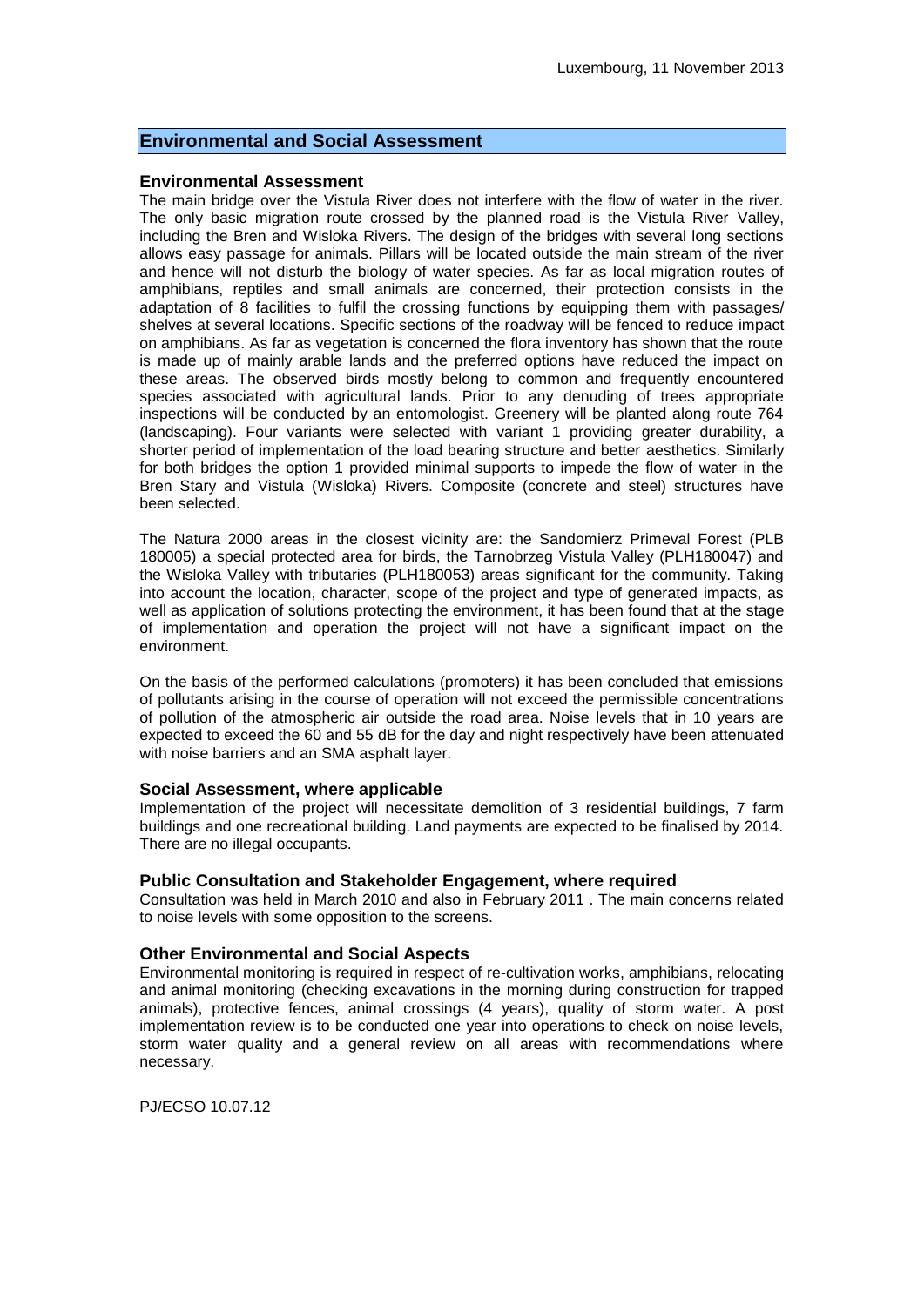Luxembourg, 11 November 2013

## Environmental and Social Assessment

### Environmental Assessment

The main bridge over the Vistula River does not interfere with the flow of water in the river. The only basic migration route crossed by the planned road is the Vistula River Valley, including the Bren and Wisloka Rivers. The design of the bridges with several long sections allows easy passage for animals. Pillars will be located outside the main stream of the river and hence will not disturb the biology of water species. As far as local migration routes of amphibians, reptiles and small animals are concerned, their protection consists in the adaptation of 8 facilities to fulfil the crossing functions by equipping them with passages/ shelves at several locations. Specific sections of the roadway will be fenced to reduce impact on amphibians. As far as vegetation is concerned the flora inventory has shown that the route is made up of mainly arable lands and the preferred options have reduced the impact on these areas. The observed birds mostly belong to common and frequently encountered species associated with agricultural lands. Prior to any denuding of trees appropriate inspections will be conducted by an entomologist. Greenery will be planted along route 764 (landscaping). Four variants were selected with variant 1 providing greater durability, a shorter period of implementation of the load bearing structure and better aesthetics. Similarly for both bridges the option 1 provided minimal supports to impede the flow of water in the Bren Stary and Vistula (Wisloka) Rivers. Composite (concrete and steel) structures have been selected.

The Natura 2000 areas in the closest vicinity are: the Sandomierz Primeval Forest (PLB 180005) a special protected area for birds, the Tarnobrzeg Vistula Valley (PLH180047) and the Wisloka Valley with tributaries (PLH180053) areas significant for the community. Taking into account the location, character, scope of the project and type of generated impacts, as well as application of solutions protecting the environment, it has been found that at the stage of implementation and operation the project will not have a significant impact on the environment.

On the basis of the performed calculations (promoters) it has been concluded that emissions of pollutants arising in the course of operation will not exceed the permissible concentrations of pollution of the atmospheric air outside the road area. Noise levels that in 10 years are expected to exceed the 60 and 55 dB for the day and night respectively have been attenuated with noise barriers and an SMA asphalt layer.

### Social Assessment, where applicable

Implementation of the project will necessitate demolition of 3 residential buildings, 7 farm buildings and one recreational building. Land payments are expected to be finalised by 2014. There are no illegal occupants.

### Public Consultation and Stakeholder Engagement, where required

Consultation was held in March 2010 and also in February 2011 . The main concerns related to noise levels with some opposition to the screens.

### Other Environmental and Social Aspects

Environmental monitoring is required in respect of re-cultivation works, amphibians, relocating and animal monitoring (checking excavations in the morning during construction for trapped animals), protective fences, animal crossings (4 years), quality of storm water. A post implementation review is to be conducted one year into operations to check on noise levels, storm water quality and a general review on all areas with recommendations where necessary.

PJ/ECSO 10.07.12